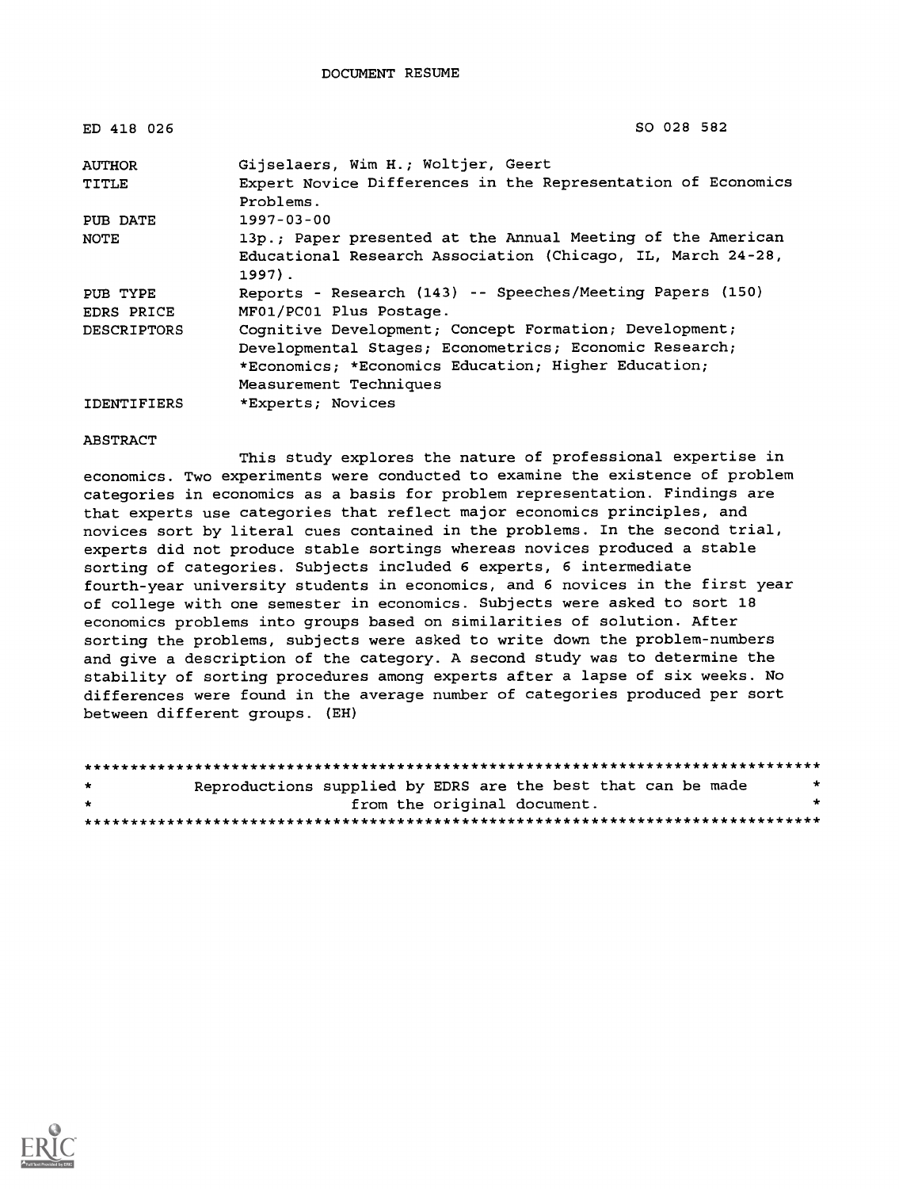# DOCUMENT RESUME

| | |
|---|---|
| ED 418 026 | SO 028 582 |
| AUTHOR | Gijselaers, Wim H.; Woltjer, Geert |
| TITLE | Expert Novice Differences in the Representation of Economics Problems. |
| PUB DATE | 1997-03-00 |
| NOTE | 13p.; Paper presented at the Annual Meeting of the American Educational Research Association (Chicago, IL, March 24-28, 1997). |
| PUB TYPE | Reports - Research (143) -- Speeches/Meeting Papers (150) |
| EDRS PRICE | MF01/PC01 Plus Postage. |
| DESCRIPTORS | Cognitive Development; Concept Formation; Development; Developmental Stages; Econometrics; Economic Research; *Economics; *Economics Education; Higher Education; Measurement Techniques |
| IDENTIFIERS | *Experts; Novices |

## ABSTRACT

This study explores the nature of professional expertise in economics. Two experiments were conducted to examine the existence of problem categories in economics as a basis for problem representation. Findings are that experts use categories that reflect major economics principles, and novices sort by literal cues contained in the problems. In the second trial, experts did not produce stable sortings whereas novices produced a stable sorting of categories. Subjects included 6 experts, 6 intermediate fourth-year university students in economics, and 6 novices in the first year of college with one semester in economics. Subjects were asked to sort 18 economics problems into groups based on similarities of solution. After sorting the problems, subjects were asked to write down the problem-numbers and give a description of the category. A second study was to determine the stability of sorting procedures among experts after a lapse of six weeks. No differences were found in the average number of categories produced per sort between different groups. (EH)

********************************************************************************
* Reproductions supplied by EDRS are the best that can be made *
* from the original document. *
********************************************************************************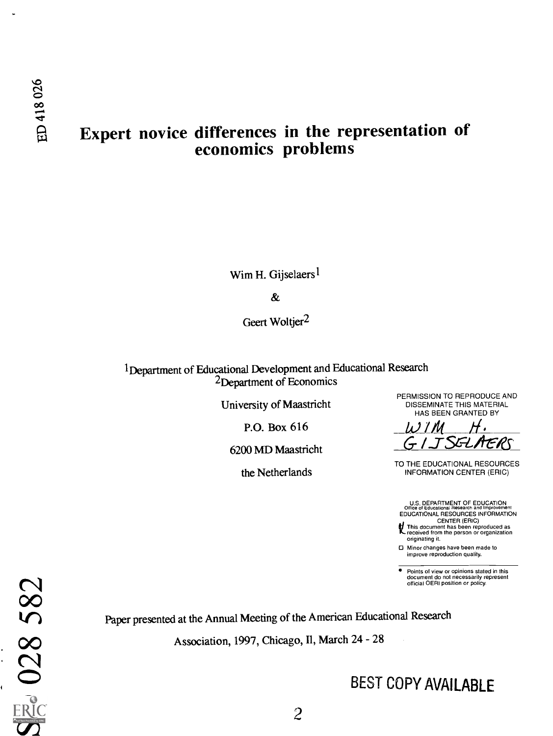ED 418 026

# Expert novice differences in the representation of economics problems

Wim H. Gijselaers[1]

&

Geert Woltjer[2]

[1]Department of Educational Development and Educational Research
[2]Department of Economics

University of Maastricht

P.O. Box 616

6200 MD Maastricht

the Netherlands

PERMISSION TO REPRODUCE AND DISSEMINATE THIS MATERIAL HAS BEEN GRANTED BY

WIM H. GIJSELAERS

TO THE EDUCATIONAL RESOURCES INFORMATION CENTER (ERIC)

U.S. DEPARTMENT OF EDUCATION
Office of Educational Research and Improvement
EDUCATIONAL RESOURCES INFORMATION CENTER (ERIC)

- This document has been reproduced as received from the person or organization originating it.
- Minor changes have been made to improve reproduction quality.
- Points of view or opinions stated in this document do not necessarily represent official OERI position or policy.

Paper presented at the Annual Meeting of the American Educational Research Association, 1997, Chicago, Il, March 24 - 28

SO 028 582

BEST COPY AVAILABLE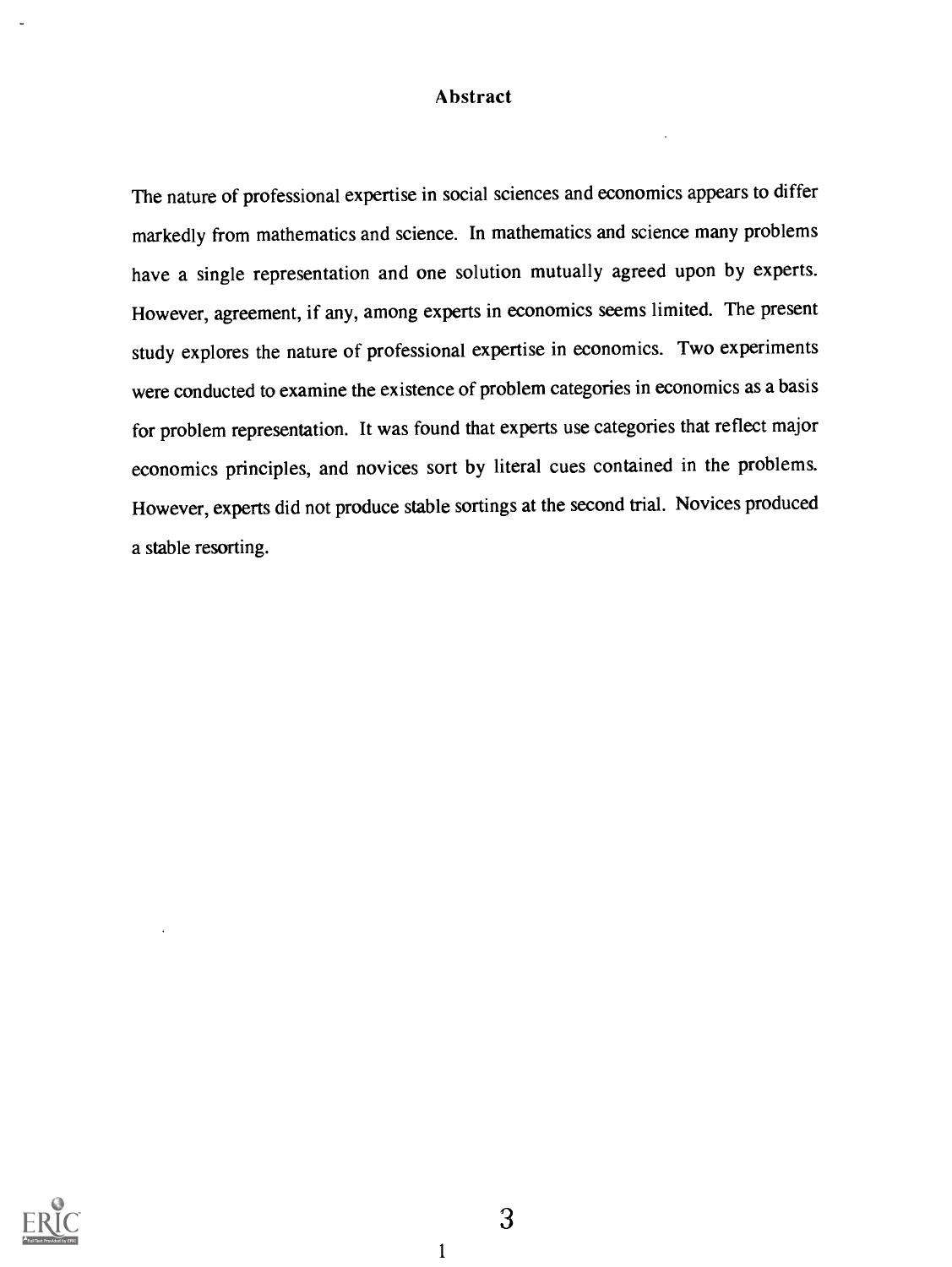## Abstract

The nature of professional expertise in social sciences and economics appears to differ markedly from mathematics and science. In mathematics and science many problems have a single representation and one solution mutually agreed upon by experts. However, agreement, if any, among experts in economics seems limited. The present study explores the nature of professional expertise in economics. Two experiments were conducted to examine the existence of problem categories in economics as a basis for problem representation. It was found that experts use categories that reflect major economics principles, and novices sort by literal cues contained in the problems. However, experts did not produce stable sortings at the second trial. Novices produced a stable resorting.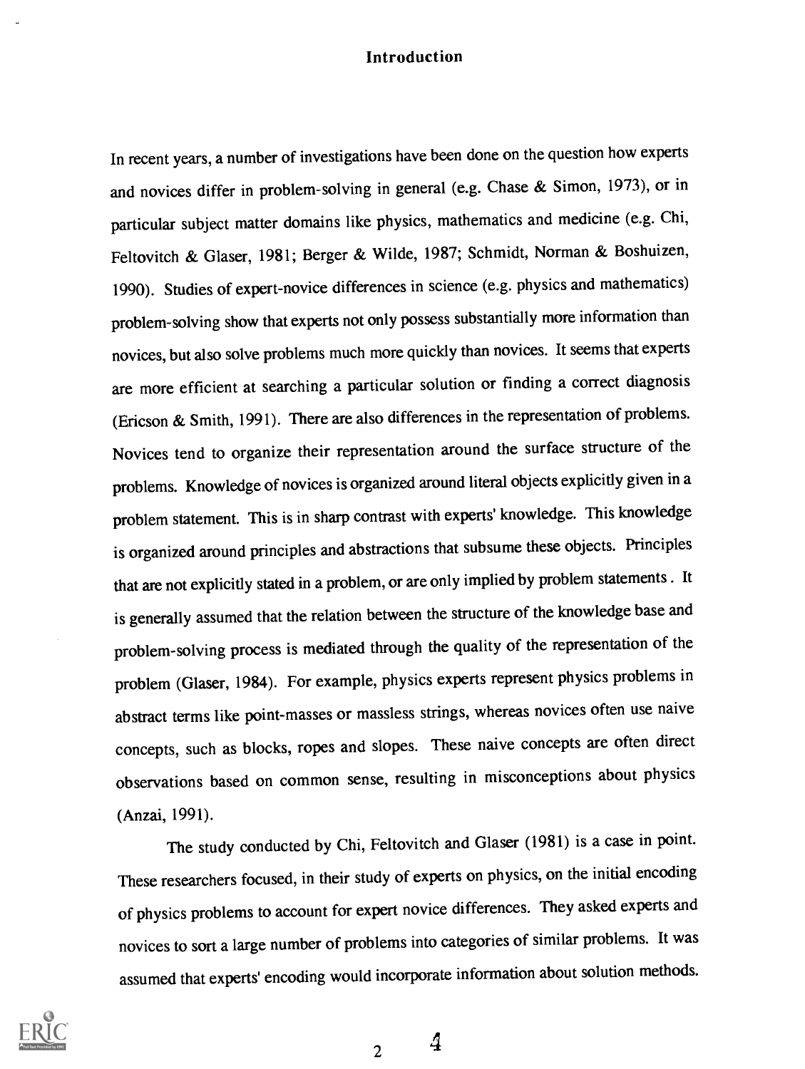# Introduction

In recent years, a number of investigations have been done on the question how experts and novices differ in problem-solving in general (e.g. Chase & Simon, 1973), or in particular subject matter domains like physics, mathematics and medicine (e.g. Chi, Feltovitch & Glaser, 1981; Berger & Wilde, 1987; Schmidt, Norman & Boshuizen, 1990). Studies of expert-novice differences in science (e.g. physics and mathematics) problem-solving show that experts not only possess substantially more information than novices, but also solve problems much more quickly than novices. It seems that experts are more efficient at searching a particular solution or finding a correct diagnosis (Ericson & Smith, 1991). There are also differences in the representation of problems. Novices tend to organize their representation around the surface structure of the problems. Knowledge of novices is organized around literal objects explicitly given in a problem statement. This is in sharp contrast with experts' knowledge. This knowledge is organized around principles and abstractions that subsume these objects. Principles that are not explicitly stated in a problem, or are only implied by problem statements . It is generally assumed that the relation between the structure of the knowledge base and problem-solving process is mediated through the quality of the representation of the problem (Glaser, 1984). For example, physics experts represent physics problems in abstract terms like point-masses or massless strings, whereas novices often use naive concepts, such as blocks, ropes and slopes. These naive concepts are often direct observations based on common sense, resulting in misconceptions about physics (Anzai, 1991).

The study conducted by Chi, Feltovitch and Glaser (1981) is a case in point. These researchers focused, in their study of experts on physics, on the initial encoding of physics problems to account for expert novice differences. They asked experts and novices to sort a large number of problems into categories of similar problems. It was assumed that experts' encoding would incorporate information about solution methods.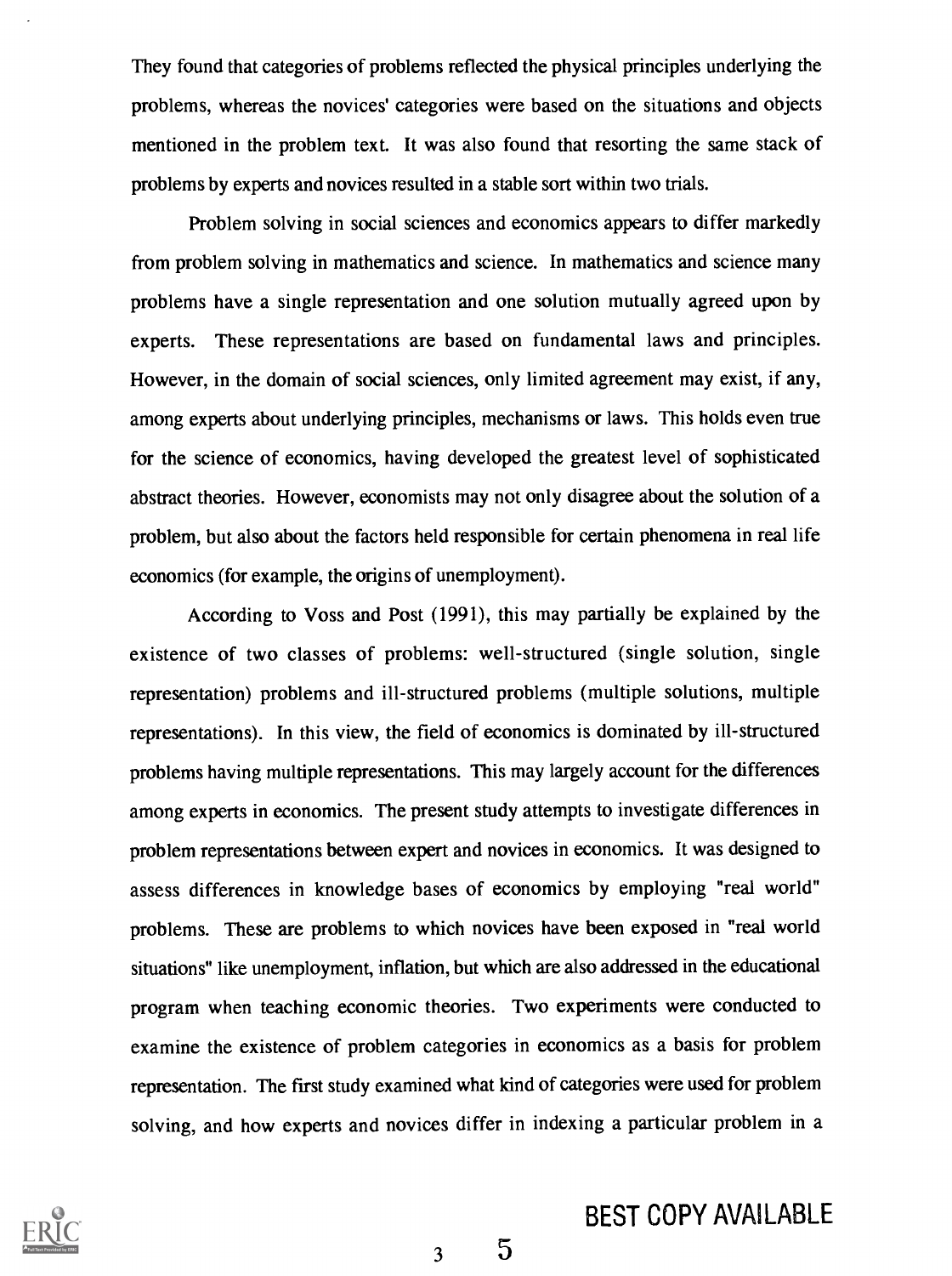They found that categories of problems reflected the physical principles underlying the problems, whereas the novices' categories were based on the situations and objects mentioned in the problem text. It was also found that resorting the same stack of problems by experts and novices resulted in a stable sort within two trials.

Problem solving in social sciences and economics appears to differ markedly from problem solving in mathematics and science. In mathematics and science many problems have a single representation and one solution mutually agreed upon by experts. These representations are based on fundamental laws and principles. However, in the domain of social sciences, only limited agreement may exist, if any, among experts about underlying principles, mechanisms or laws. This holds even true for the science of economics, having developed the greatest level of sophisticated abstract theories. However, economists may not only disagree about the solution of a problem, but also about the factors held responsible for certain phenomena in real life economics (for example, the origins of unemployment).

According to Voss and Post (1991), this may partially be explained by the existence of two classes of problems: well-structured (single solution, single representation) problems and ill-structured problems (multiple solutions, multiple representations). In this view, the field of economics is dominated by ill-structured problems having multiple representations. This may largely account for the differences among experts in economics. The present study attempts to investigate differences in problem representations between expert and novices in economics. It was designed to assess differences in knowledge bases of economics by employing "real world" problems. These are problems to which novices have been exposed in "real world situations" like unemployment, inflation, but which are also addressed in the educational program when teaching economic theories. Two experiments were conducted to examine the existence of problem categories in economics as a basis for problem representation. The first study examined what kind of categories were used for problem solving, and how experts and novices differ in indexing a particular problem in a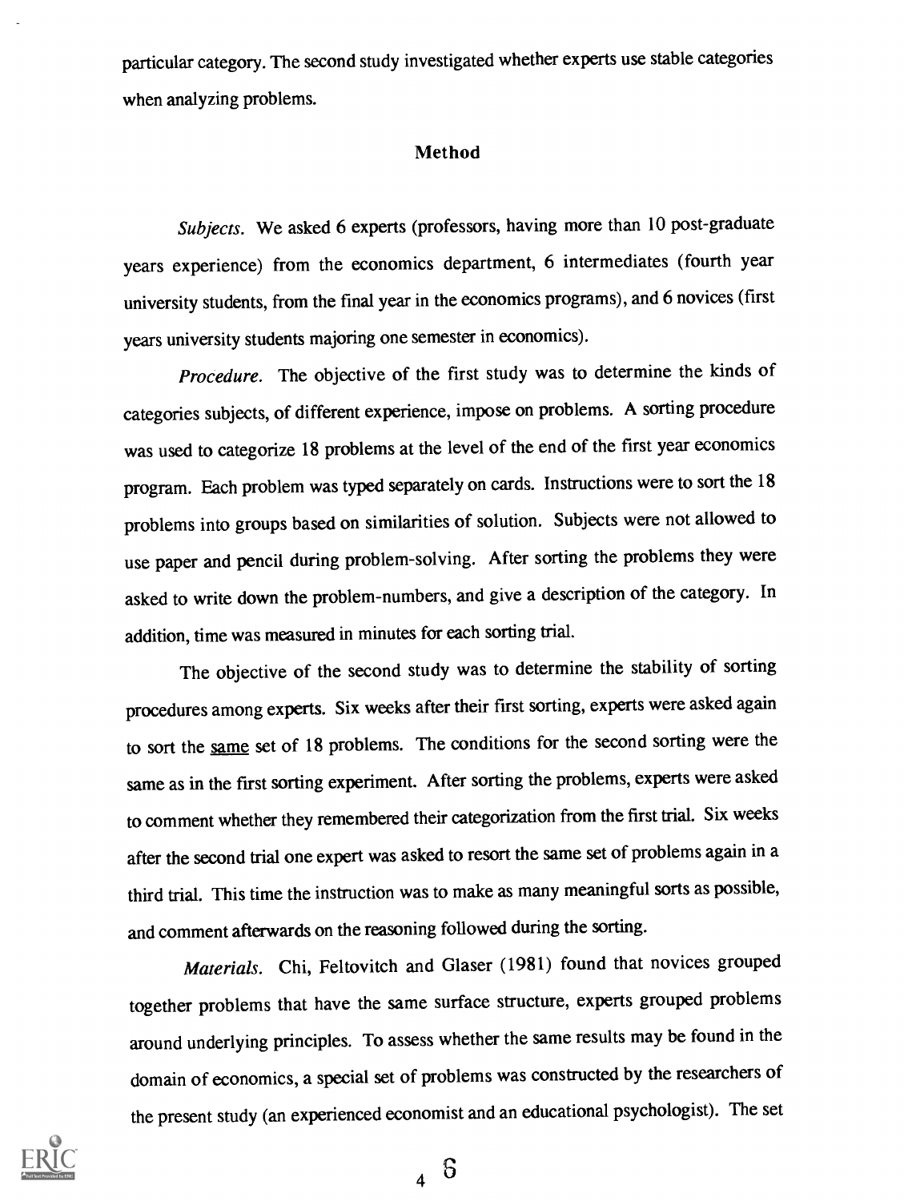particular category. The second study investigated whether experts use stable categories when analyzing problems.

## Method

*Subjects.* We asked 6 experts (professors, having more than 10 post-graduate years experience) from the economics department, 6 intermediates (fourth year university students, from the final year in the economics programs), and 6 novices (first years university students majoring one semester in economics).

*Procedure.* The objective of the first study was to determine the kinds of categories subjects, of different experience, impose on problems. A sorting procedure was used to categorize 18 problems at the level of the end of the first year economics program. Each problem was typed separately on cards. Instructions were to sort the 18 problems into groups based on similarities of solution. Subjects were not allowed to use paper and pencil during problem-solving. After sorting the problems they were asked to write down the problem-numbers, and give a description of the category. In addition, time was measured in minutes for each sorting trial.

The objective of the second study was to determine the stability of sorting procedures among experts. Six weeks after their first sorting, experts were asked again to sort the same set of 18 problems. The conditions for the second sorting were the same as in the first sorting experiment. After sorting the problems, experts were asked to comment whether they remembered their categorization from the first trial. Six weeks after the second trial one expert was asked to resort the same set of problems again in a third trial. This time the instruction was to make as many meaningful sorts as possible, and comment afterwards on the reasoning followed during the sorting.

*Materials.* Chi, Feltovitch and Glaser (1981) found that novices grouped together problems that have the same surface structure, experts grouped problems around underlying principles. To assess whether the same results may be found in the domain of economics, a special set of problems was constructed by the researchers of the present study (an experienced economist and an educational psychologist). The set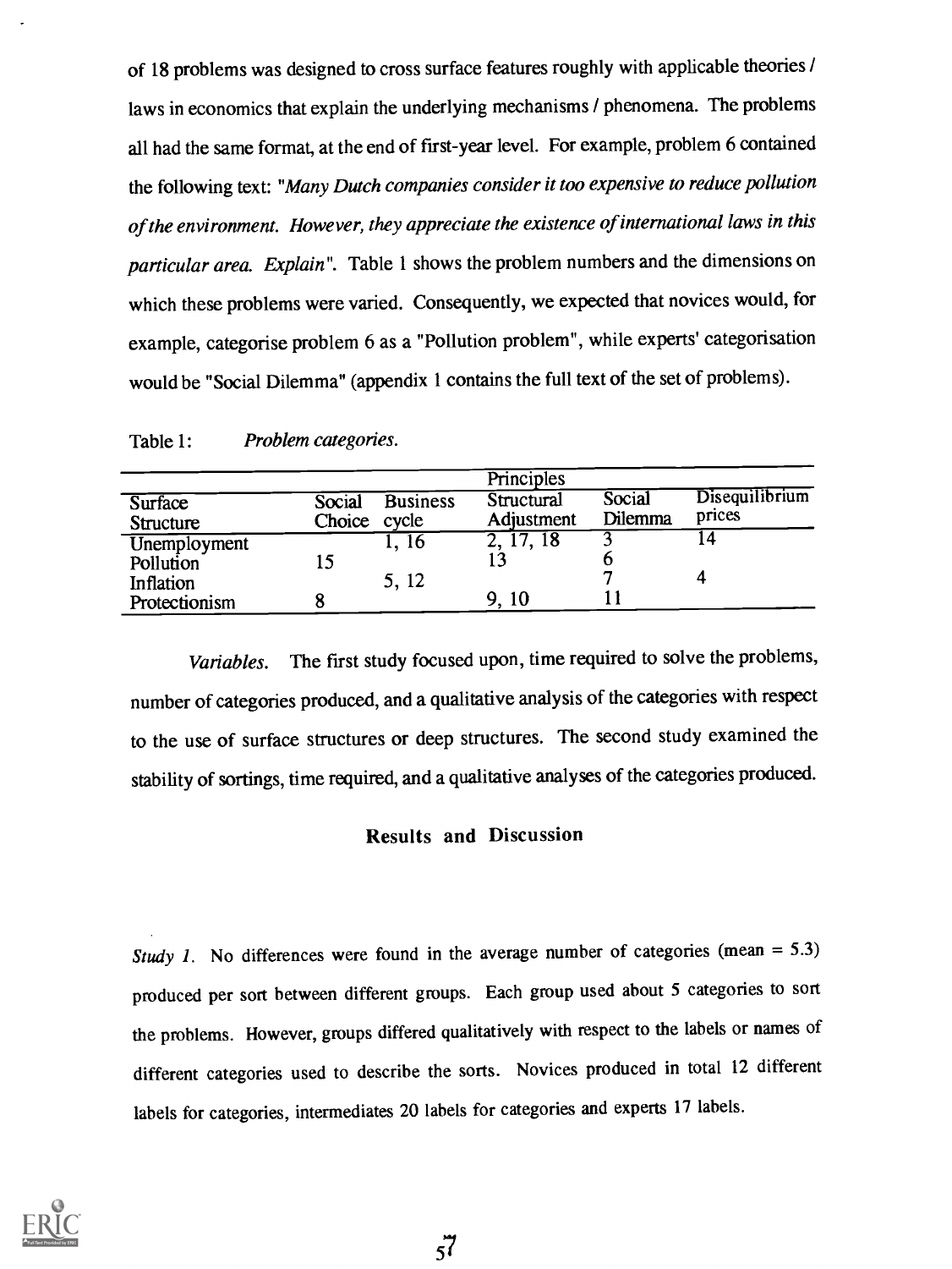of 18 problems was designed to cross surface features roughly with applicable theories / laws in economics that explain the underlying mechanisms / phenomena. The problems all had the same format, at the end of first-year level. For example, problem 6 contained the following text: "*Many Dutch companies consider it too expensive to reduce pollution of the environment. However, they appreciate the existence of international laws in this particular area. Explain*". Table 1 shows the problem numbers and the dimensions on which these problems were varied. Consequently, we expected that novices would, for example, categorise problem 6 as a "Pollution problem", while experts' categorisation would be "Social Dilemma" (appendix 1 contains the full text of the set of problems).

Table 1: *Problem categories.*

| | Principles | | | | |
|---|---|---|---|---|---|
| Surface Structure | Social Choice | Business cycle | Structural Adjustment | Social Dilemma | Disequilibrium prices |
| Unemployment | | 1, 16 | 2, 17, 18 | 3 | 14 |
| Pollution | 15 | | 13 | 6 | |
| Inflation | | 5, 12 | | 7 | 4 |
| Protectionism | 8 | | 9, 10 | 11 | |

*Variables.* The first study focused upon, time required to solve the problems, number of categories produced, and a qualitative analysis of the categories with respect to the use of surface structures or deep structures. The second study examined the stability of sortings, time required, and a qualitative analyses of the categories produced.

## Results and Discussion

*Study 1.* No differences were found in the average number of categories (mean = 5.3) produced per sort between different groups. Each group used about 5 categories to sort the problems. However, groups differed qualitatively with respect to the labels or names of different categories used to describe the sorts. Novices produced in total 12 different labels for categories, intermediates 20 labels for categories and experts 17 labels.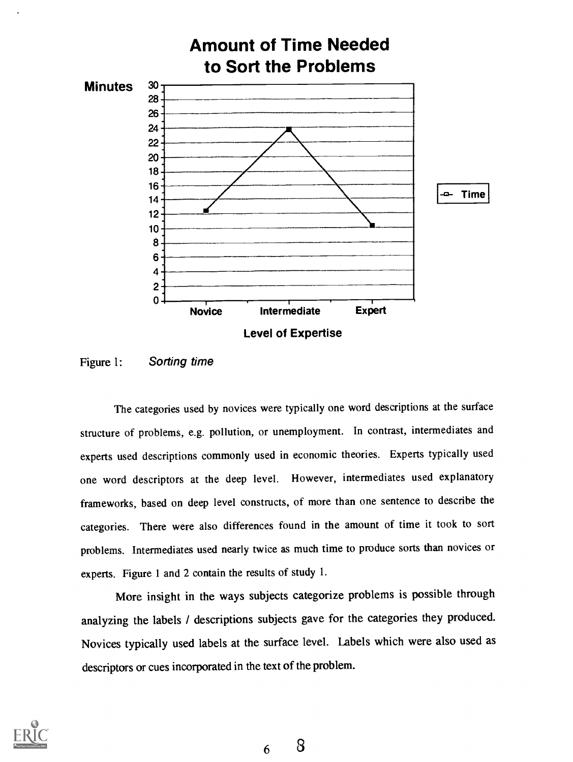Figure 1: *Sorting time*

The categories used by novices were typically one word descriptions at the surface structure of problems, e.g. pollution, or unemployment. In contrast, intermediates and experts used descriptions commonly used in economic theories. Experts typically used one word descriptors at the deep level. However, intermediates used explanatory frameworks, based on deep level constructs, of more than one sentence to describe the categories. There were also differences found in the amount of time it took to sort problems. Intermediates used nearly twice as much time to produce sorts than novices or experts. Figure 1 and 2 contain the results of study 1.

More insight in the ways subjects categorize problems is possible through analyzing the labels / descriptions subjects gave for the categories they produced. Novices typically used labels at the surface level. Labels which were also used as descriptors or cues incorporated in the text of the problem.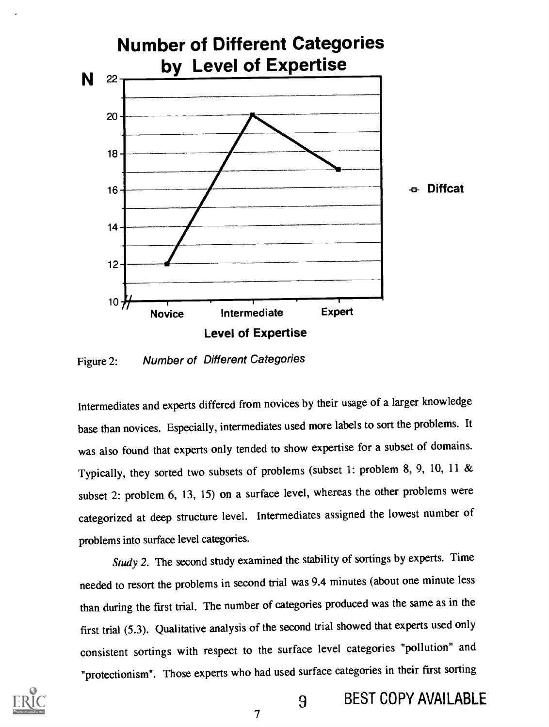Figure 2: *Number of Different Categories*

Intermediates and experts differed from novices by their usage of a larger knowledge base than novices. Especially, intermediates used more labels to sort the problems. It was also found that experts only tended to show expertise for a subset of domains. Typically, they sorted two subsets of problems (subset 1: problem 8, 9, 10, 11 & subset 2: problem 6, 13, 15) on a surface level, whereas the other problems were categorized at deep structure level. Intermediates assigned the lowest number of problems into surface level categories.

*Study 2.* The second study examined the stability of sortings by experts. Time needed to resort the problems in second trial was 9.4 minutes (about one minute less than during the first trial. The number of categories produced was the same as in the first trial (5.3). Qualitative analysis of the second trial showed that experts used only consistent sortings with respect to the surface level categories "pollution" and "protectionism". Those experts who had used surface categories in their first sorting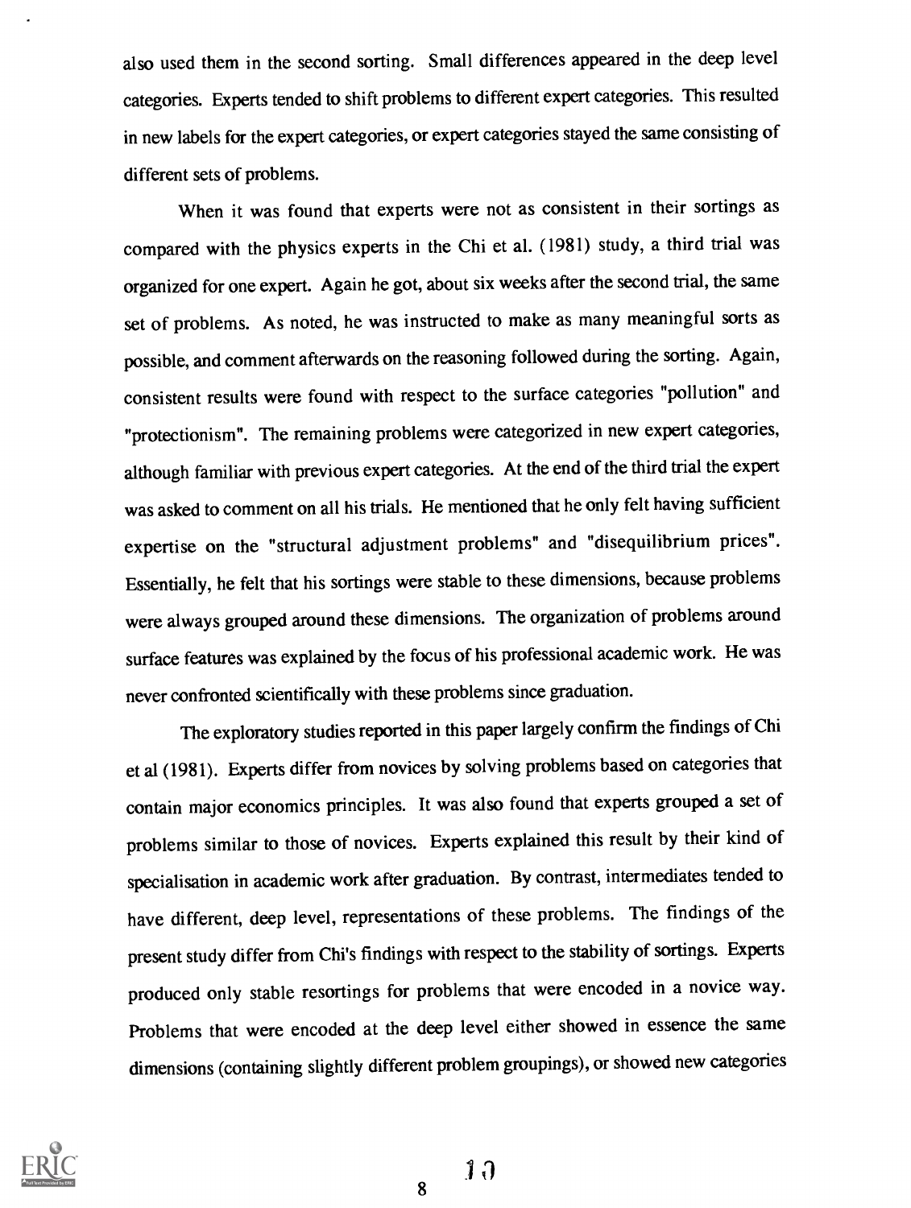also used them in the second sorting. Small differences appeared in the deep level categories. Experts tended to shift problems to different expert categories. This resulted in new labels for the expert categories, or expert categories stayed the same consisting of different sets of problems.

When it was found that experts were not as consistent in their sortings as compared with the physics experts in the Chi et al. (1981) study, a third trial was organized for one expert. Again he got, about six weeks after the second trial, the same set of problems. As noted, he was instructed to make as many meaningful sorts as possible, and comment afterwards on the reasoning followed during the sorting. Again, consistent results were found with respect to the surface categories "pollution" and "protectionism". The remaining problems were categorized in new expert categories, although familiar with previous expert categories. At the end of the third trial the expert was asked to comment on all his trials. He mentioned that he only felt having sufficient expertise on the "structural adjustment problems" and "disequilibrium prices". Essentially, he felt that his sortings were stable to these dimensions, because problems were always grouped around these dimensions. The organization of problems around surface features was explained by the focus of his professional academic work. He was never confronted scientifically with these problems since graduation.

The exploratory studies reported in this paper largely confirm the findings of Chi et al (1981). Experts differ from novices by solving problems based on categories that contain major economics principles. It was also found that experts grouped a set of problems similar to those of novices. Experts explained this result by their kind of specialisation in academic work after graduation. By contrast, intermediates tended to have different, deep level, representations of these problems. The findings of the present study differ from Chi's findings with respect to the stability of sortings. Experts produced only stable resortings for problems that were encoded in a novice way. Problems that were encoded at the deep level either showed in essence the same dimensions (containing slightly different problem groupings), or showed new categories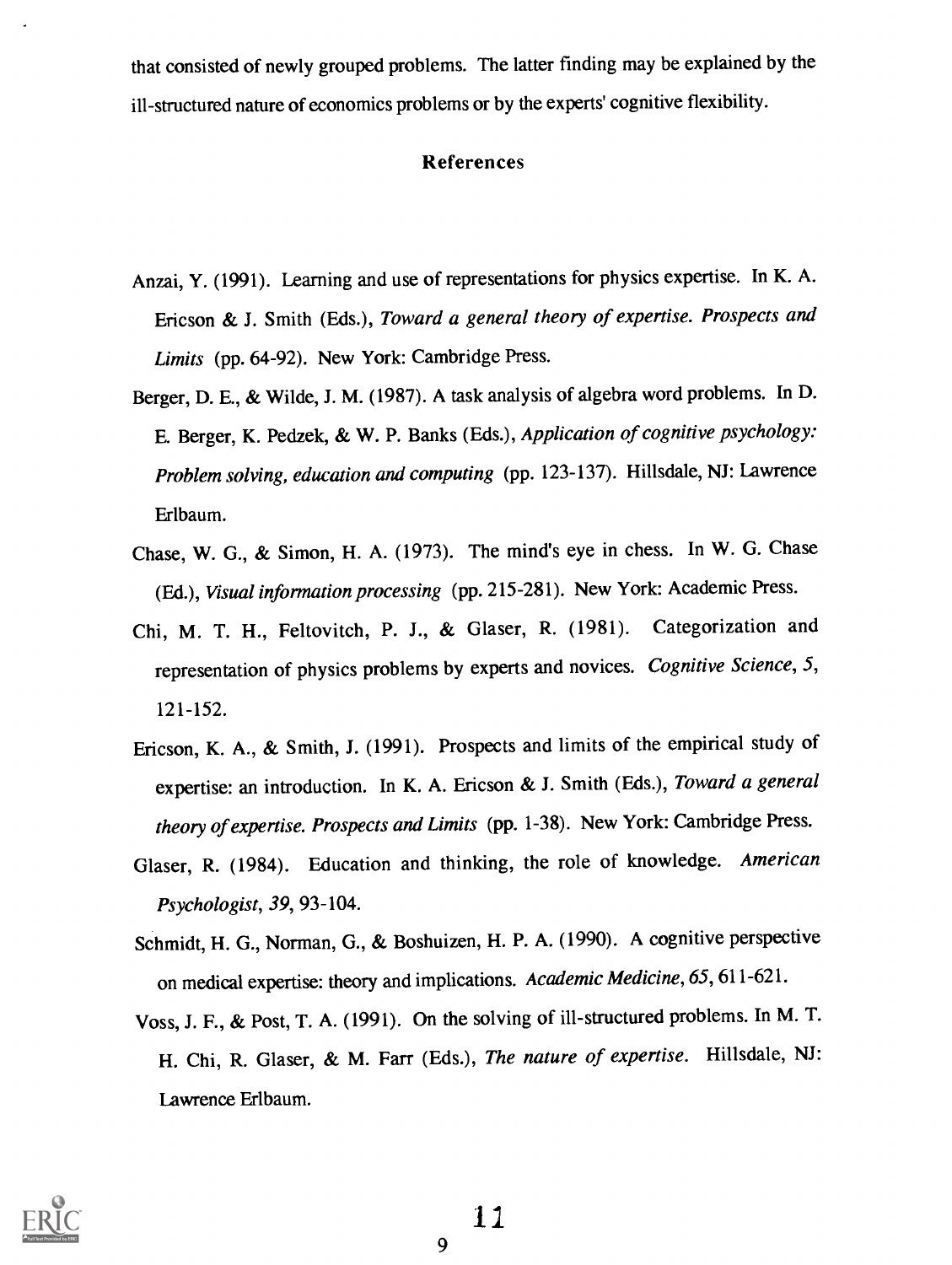that consisted of newly grouped problems. The latter finding may be explained by the ill-structured nature of economics problems or by the experts' cognitive flexibility.

## References

Anzai, Y. (1991). Learning and use of representations for physics expertise. In K. A. Ericson & J. Smith (Eds.), *Toward a general theory of expertise. Prospects and Limits* (pp. 64-92). New York: Cambridge Press.

Berger, D. E., & Wilde, J. M. (1987). A task analysis of algebra word problems. In D. E. Berger, K. Pedzek, & W. P. Banks (Eds.), *Application of cognitive psychology: Problem solving, education and computing* (pp. 123-137). Hillsdale, NJ: Lawrence Erlbaum.

Chase, W. G., & Simon, H. A. (1973). The mind's eye in chess. In W. G. Chase (Ed.), *Visual information processing* (pp. 215-281). New York: Academic Press.

Chi, M. T. H., Feltovitch, P. J., & Glaser, R. (1981). Categorization and representation of physics problems by experts and novices. *Cognitive Science, 5*, 121-152.

Ericson, K. A., & Smith, J. (1991). Prospects and limits of the empirical study of expertise: an introduction. In K. A. Ericson & J. Smith (Eds.), *Toward a general theory of expertise. Prospects and Limits* (pp. 1-38). New York: Cambridge Press.

Glaser, R. (1984). Education and thinking, the role of knowledge. *American Psychologist, 39*, 93-104.

Schmidt, H. G., Norman, G., & Boshuizen, H. P. A. (1990). A cognitive perspective on medical expertise: theory and implications. *Academic Medicine, 65*, 611-621.

Voss, J. F., & Post, T. A. (1991). On the solving of ill-structured problems. In M. T. H. Chi, R. Glaser, & M. Farr (Eds.), *The nature of expertise*. Hillsdale, NJ: Lawrence Erlbaum.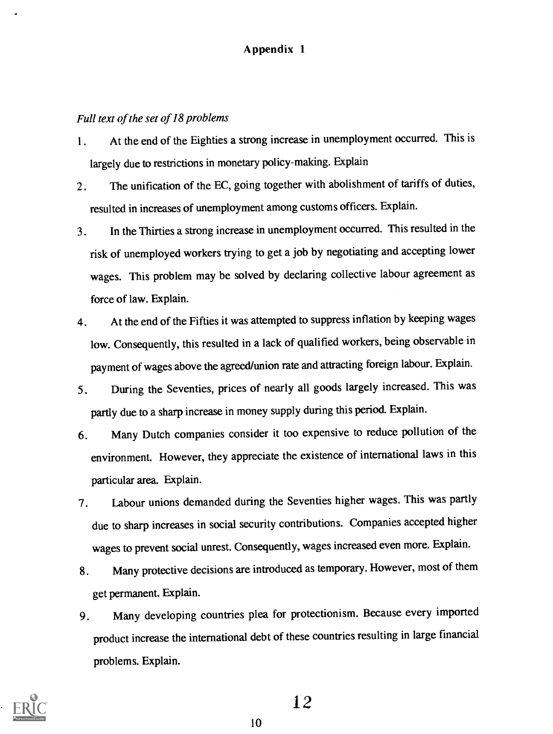## Appendix 1

*Full text of the set of 18 problems*

1. At the end of the Eighties a strong increase in unemployment occurred. This is largely due to restrictions in monetary policy-making. Explain
2. The unification of the EC, going together with abolishment of tariffs of duties, resulted in increases of unemployment among customs officers. Explain.
3. In the Thirties a strong increase in unemployment occurred. This resulted in the risk of unemployed workers trying to get a job by negotiating and accepting lower wages. This problem may be solved by declaring collective labour agreement as force of law. Explain.
4. At the end of the Fifties it was attempted to suppress inflation by keeping wages low. Consequently, this resulted in a lack of qualified workers, being observable in payment of wages above the agreed/union rate and attracting foreign labour. Explain.
5. During the Seventies, prices of nearly all goods largely increased. This was partly due to a sharp increase in money supply during this period. Explain.
6. Many Dutch companies consider it too expensive to reduce pollution of the environment. However, they appreciate the existence of international laws in this particular area. Explain.
7. Labour unions demanded during the Seventies higher wages. This was partly due to sharp increases in social security contributions. Companies accepted higher wages to prevent social unrest. Consequently, wages increased even more. Explain.
8. Many protective decisions are introduced as temporary. However, most of them get permanent. Explain.
9. Many developing countries plea for protectionism. Because every imported product increase the international debt of these countries resulting in large financial problems. Explain.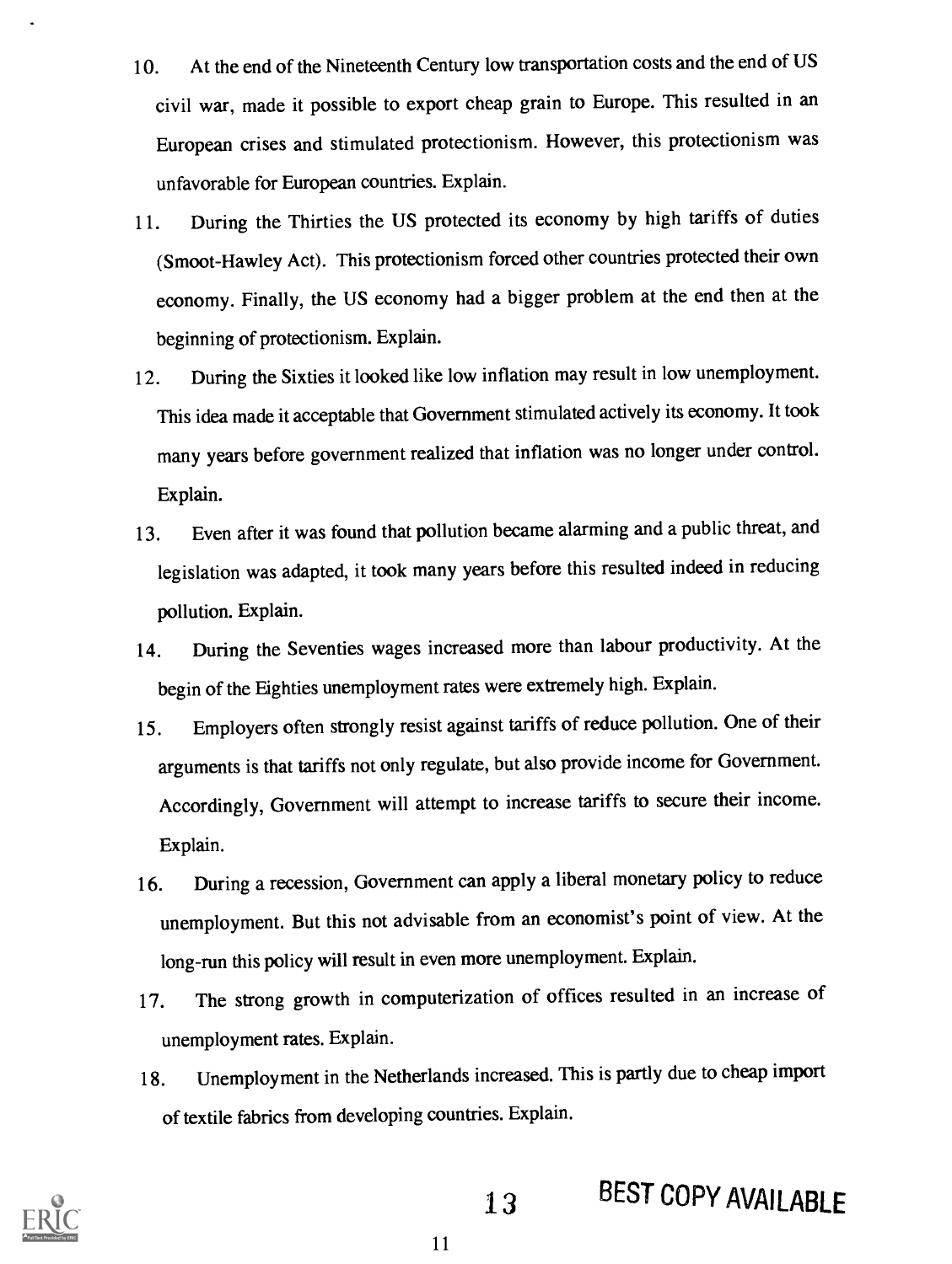10. At the end of the Nineteenth Century low transportation costs and the end of US civil war, made it possible to export cheap grain to Europe. This resulted in an European crises and stimulated protectionism. However, this protectionism was unfavorable for European countries. Explain.

11. During the Thirties the US protected its economy by high tariffs of duties (Smoot-Hawley Act). This protectionism forced other countries protected their own economy. Finally, the US economy had a bigger problem at the end then at the beginning of protectionism. Explain.

12. During the Sixties it looked like low inflation may result in low unemployment. This idea made it acceptable that Government stimulated actively its economy. It took many years before government realized that inflation was no longer under control. Explain.

13. Even after it was found that pollution became alarming and a public threat, and legislation was adapted, it took many years before this resulted indeed in reducing pollution. Explain.

14. During the Seventies wages increased more than labour productivity. At the begin of the Eighties unemployment rates were extremely high. Explain.

15. Employers often strongly resist against tariffs of reduce pollution. One of their arguments is that tariffs not only regulate, but also provide income for Government. Accordingly, Government will attempt to increase tariffs to secure their income. Explain.

16. During a recession, Government can apply a liberal monetary policy to reduce unemployment. But this not advisable from an economist's point of view. At the long-run this policy will result in even more unemployment. Explain.

17. The strong growth in computerization of offices resulted in an increase of unemployment rates. Explain.

18. Unemployment in the Netherlands increased. This is partly due to cheap import of textile fabrics from developing countries. Explain.

BEST COPY AVAILABLE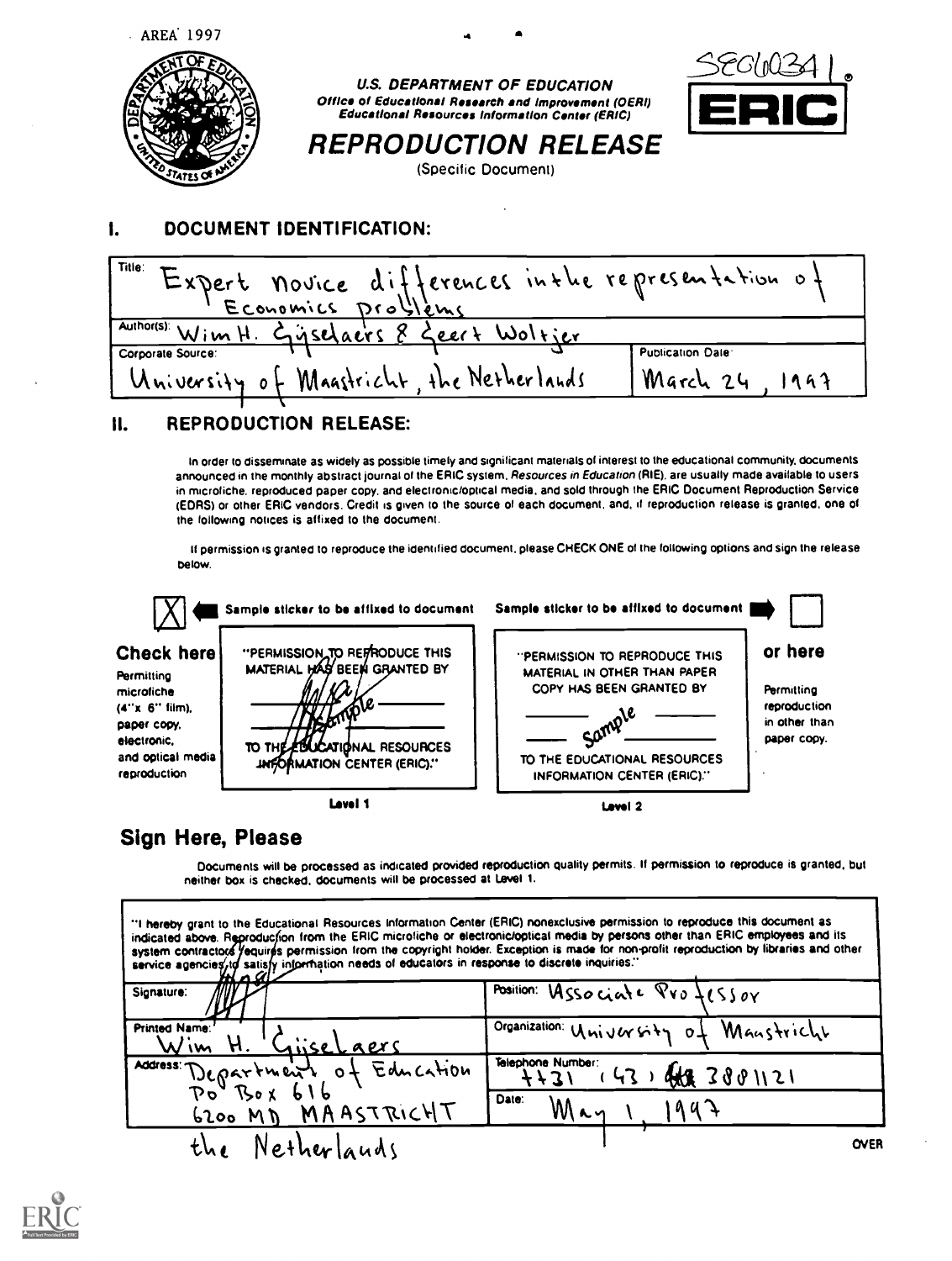AREA 1997

U.S. DEPARTMENT OF EDUCATION
Office of Educational Research and Improvement (OERI)
Educational Resources Information Center (ERIC)

SE060341

ERIC

# REPRODUCTION RELEASE

(Specific Document)

## I. DOCUMENT IDENTIFICATION:

| | |
|---|---|
| Title: Expert novice differences in the representation of Economics problems | |
| Author(s): Wim H. Gijselaers & Geert Woltjer | |
| Corporate Source: University of Maastricht, the Netherlands | Publication Date: March 24, 1997 |

## II. REPRODUCTION RELEASE:

In order to disseminate as widely as possible timely and significant materials of interest to the educational community, documents announced in the monthly abstract journal of the ERIC system, *Resources in Education* (RIE), are usually made available to users in microfiche, reproduced paper copy, and electronic/optical media, and sold through the ERIC Document Reproduction Service (EDRS) or other ERIC vendors. Credit is given to the source of each document, and, if reproduction release is granted, one of the following notices is affixed to the document.

If permission is granted to reproduce the identified document, please CHECK ONE of the following options and sign the release below.

| | | | |
|---|---|---|---|
| [X] **Check here** Permitting microfiche (4"x 6" film), paper copy, electronic, and optical media reproduction | Sample sticker to be affixed to document: "PERMISSION TO REPRODUCE THIS MATERIAL HAS BEEN GRANTED BY ____ Sample ____ TO THE EDUCATIONAL RESOURCES INFORMATION CENTER (ERIC)." **Level 1** | Sample sticker to be affixed to document: "PERMISSION TO REPRODUCE THIS MATERIAL IN OTHER THAN PAPER COPY HAS BEEN GRANTED BY ____ Sample ____ TO THE EDUCATIONAL RESOURCES INFORMATION CENTER (ERIC)." **Level 2** | [ ] **or here** Permitting reproduction in other than paper copy. |

## Sign Here, Please

Documents will be processed as indicated provided reproduction quality permits. If permission to reproduce is granted, but neither box is checked, documents will be processed at Level 1.

"I hereby grant to the Educational Resources Information Center (ERIC) nonexclusive permission to reproduce this document as indicated above. Reproduction from the ERIC microfiche or electronic/optical media by persons other than ERIC employees and its system contractors requires permission from the copyright holder. Exception is made for non-profit reproduction by libraries and other service agencies to satisfy information needs of educators in response to discrete inquiries."

| | |
|---|---|
| Signature: | Position: Associate Professor |
| Printed Name: Wim H. Gijselaers | Organization: University of Maastricht |
| Address: Department of Education, PO Box 616, 6200 MD MAASTRICHT, the Netherlands | Telephone Number: ++31 (43) 3881121 |
| | Date: May 1, 1997 |

OVER